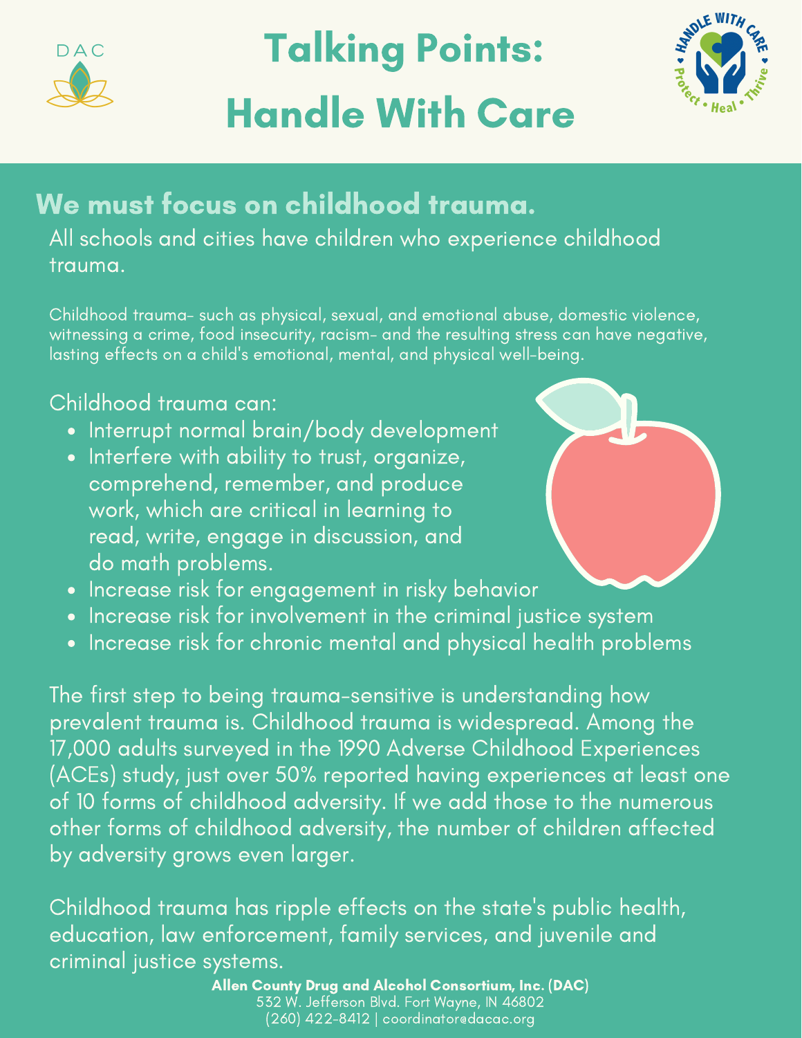# Talking Points: Handle With Care

## We must focus on childhood trauma.

All schools and cities have children who experience childhood trauma.

Childhood trauma- such as physical, sexual, and emotional abuse, domestic violence, witnessing a crime, food insecurity, racism- and the resulting stress can have negative, lasting effects on a child's emotional, mental, and physical well-being.

Childhood trauma can:

- Interrupt normal brain/body development
- Interfere with ability to trust, organize, comprehend, remember, and produce work, which are critical in learning to read, write, engage in discussion, and do math problems.
- Increase risk for engagement in risky behavior
- Increase risk for involvement in the criminal justice system
- Increase risk for chronic mental and physical health problems

The first step to being trauma-sensitive is understanding how prevalent trauma is. Childhood trauma is widespread. Among the 17,000 adults surveyed in the 1990 Adverse Childhood Experiences (ACEs) study, just over 50% reported having experiences at least one of 10 forms of childhood adversity. If we add those to the numerous other forms of childhood adversity, the number of children affected by adversity grows even larger.

Childhood trauma has ripple effects on the state's public health, education, law enforcement, family services, and juvenile and criminal justice systems.

**Allen County Drug and Alcohol Consortium, Inc. (DAC)**
532 W. Jefferson Blvd. Fort Wayne, IN 46802
(260) 422-8412 | coordinator@dacac.org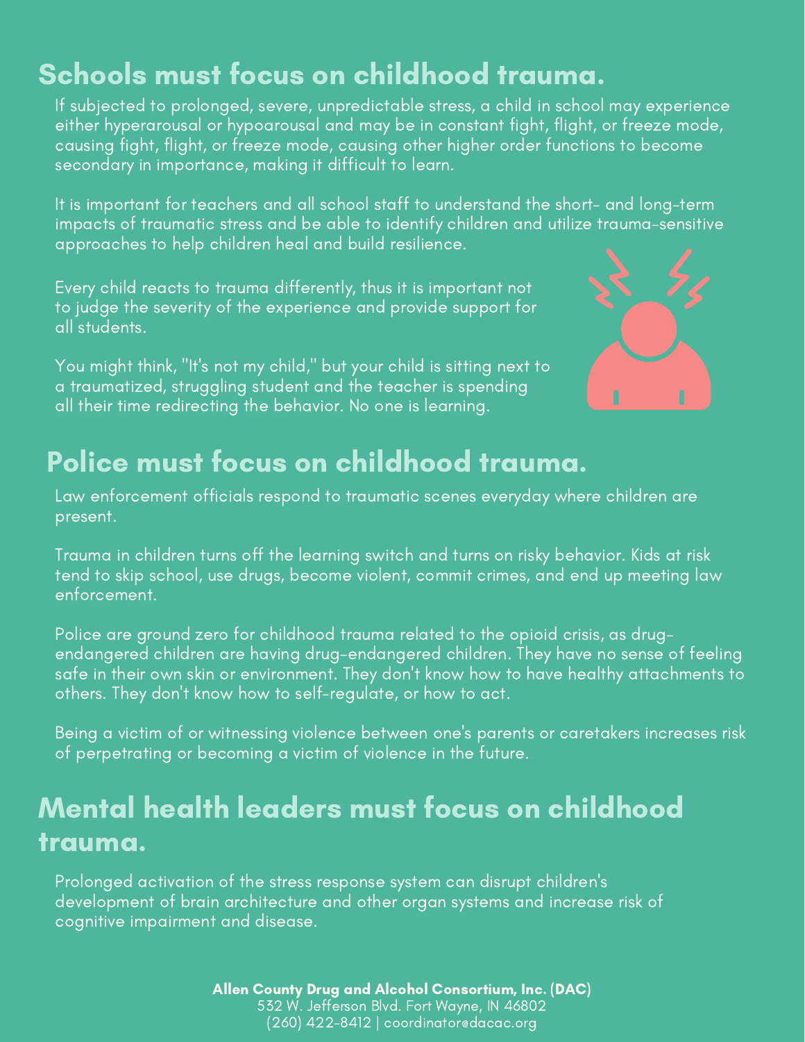## Schools must focus on childhood trauma.

If subjected to prolonged, severe, unpredictable stress, a child in school may experience either hyperarousal or hypoarousal and may be in constant fight, flight, or freeze mode, causing fight, flight, or freeze mode, causing other higher order functions to become secondary in importance, making it difficult to learn.

It is important for teachers and all school staff to understand the short- and long-term impacts of traumatic stress and be able to identify children and utilize trauma-sensitive approaches to help children heal and build resilience.

Every child reacts to trauma differently, thus it is important not to judge the severity of the experience and provide support for all students.

You might think, "It's not my child," but your child is sitting next to a traumatized, struggling student and the teacher is spending all their time redirecting the behavior. No one is learning.

## Police must focus on childhood trauma.

Law enforcement officials respond to traumatic scenes everyday where children are present.

Trauma in children turns off the learning switch and turns on risky behavior. Kids at risk tend to skip school, use drugs, become violent, commit crimes, and end up meeting law enforcement.

Police are ground zero for childhood trauma related to the opioid crisis, as drug-endangered children are having drug-endangered children. They have no sense of feeling safe in their own skin or environment. They don't know how to have healthy attachments to others. They don't know how to self-regulate, or how to act.

Being a victim of or witnessing violence between one's parents or caretakers increases risk of perpetrating or becoming a victim of violence in the future.

## Mental health leaders must focus on childhood trauma.

Prolonged activation of the stress response system can disrupt children's development of brain architecture and other organ systems and increase risk of cognitive impairment and disease.

**Allen County Drug and Alcohol Consortium, Inc. (DAC)**
532 W. Jefferson Blvd. Fort Wayne, IN 46802
(260) 422-8412 | coordinator@dacac.org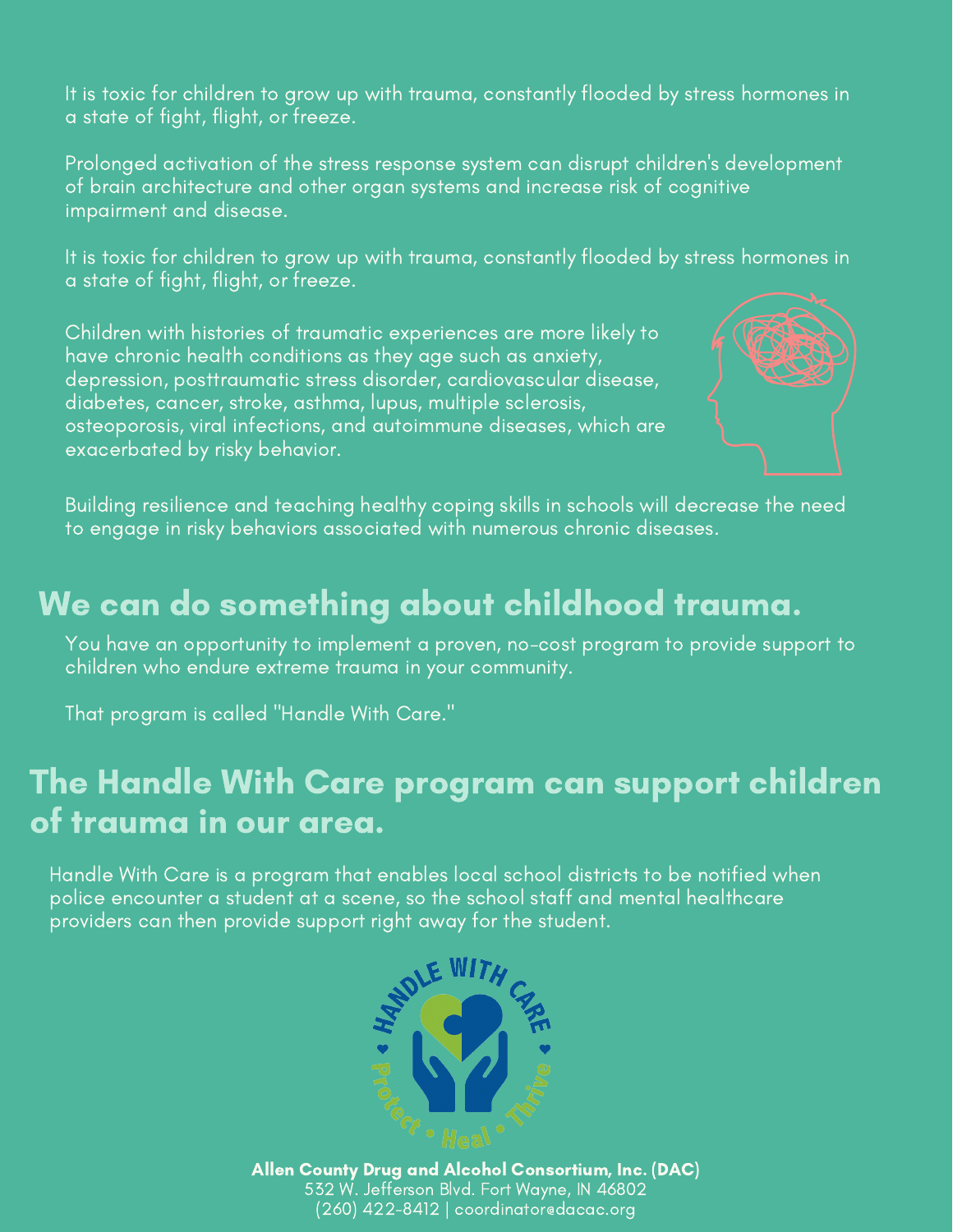It is toxic for children to grow up with trauma, constantly flooded by stress hormones in a state of fight, flight, or freeze.

Prolonged activation of the stress response system can disrupt children's development of brain architecture and other organ systems and increase risk of cognitive impairment and disease.

It is toxic for children to grow up with trauma, constantly flooded by stress hormones in a state of fight, flight, or freeze.

Children with histories of traumatic experiences are more likely to have chronic health conditions as they age such as anxiety, depression, posttraumatic stress disorder, cardiovascular disease, diabetes, cancer, stroke, asthma, lupus, multiple sclerosis, osteoporosis, viral infections, and autoimmune diseases, which are exacerbated by risky behavior.

Building resilience and teaching healthy coping skills in schools will decrease the need to engage in risky behaviors associated with numerous chronic diseases.

## We can do something about childhood trauma.

You have an opportunity to implement a proven, no-cost program to provide support to children who endure extreme trauma in your community.

That program is called "Handle With Care."

## The Handle With Care program can support children of trauma in our area.

Handle With Care is a program that enables local school districts to be notified when police encounter a student at a scene, so the school staff and mental healthcare providers can then provide support right away for the student.

HANDLE WITH CARE
Protect • Heal • Thrive

**Allen County Drug and Alcohol Consortium, Inc. (DAC)**
532 W. Jefferson Blvd. Fort Wayne, IN 46802
(260) 422-8412 | coordinator@dacac.org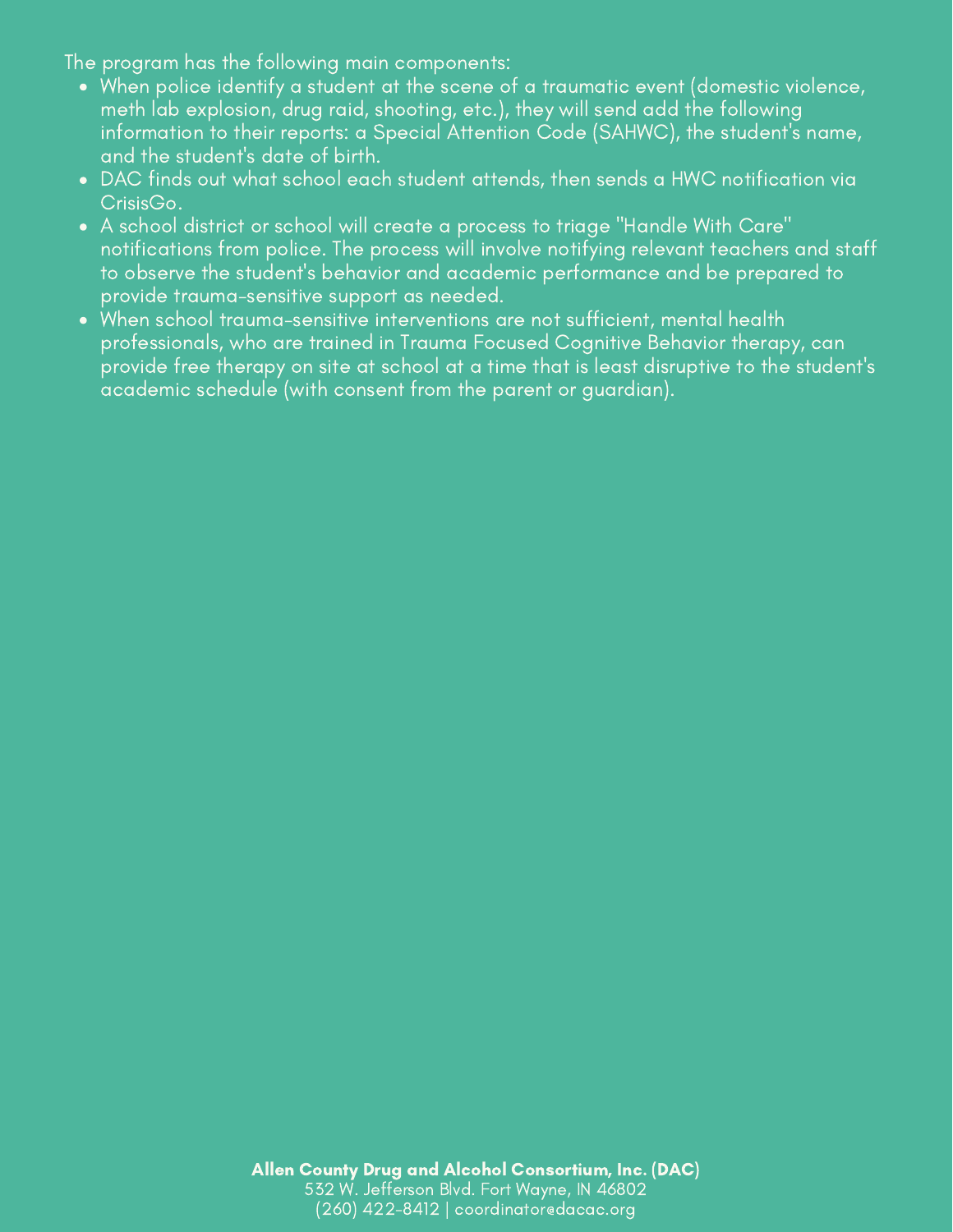The program has the following main components:

- When police identify a student at the scene of a traumatic event (domestic violence, meth lab explosion, drug raid, shooting, etc.), they will send add the following information to their reports: a Special Attention Code (SAHWC), the student's name, and the student's date of birth.
- DAC finds out what school each student attends, then sends a HWC notification via CrisisGo.
- A school district or school will create a process to triage "Handle With Care" notifications from police. The process will involve notifying relevant teachers and staff to observe the student's behavior and academic performance and be prepared to provide trauma-sensitive support as needed.
- When school trauma-sensitive interventions are not sufficient, mental health professionals, who are trained in Trauma Focused Cognitive Behavior therapy, can provide free therapy on site at school at a time that is least disruptive to the student's academic schedule (with consent from the parent or guardian).

**Allen County Drug and Alcohol Consortium, Inc. (DAC)**
532 W. Jefferson Blvd. Fort Wayne, IN 46802
(260) 422-8412 | coordinator@dacac.org